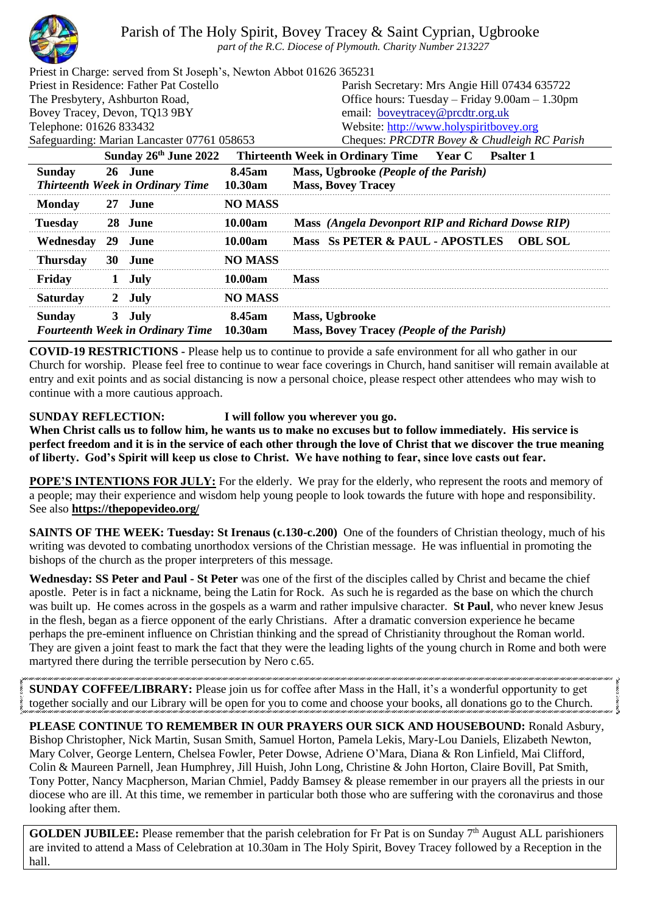# Parish of The Holy Spirit, Bovey Tracey & Saint Cyprian, Ugbrooke

*part of the R.C. Diocese of Plymouth. Charity Number 213227*

Priest in Charge: served from St Joseph's, Newton Abbot 01626 365231
Priest in Residence: Father Pat Costello
The Presbytery, Ashburton Road,
Bovey Tracey, Devon, TQ13 9BY
Telephone: 01626 833432
Safeguarding: Marian Lancaster 07761 058653

Parish Secretary: Mrs Angie Hill 07434 635722
Office hours: Tuesday – Friday 9.00am – 1.30pm
email: boveytracey@prcdtr.org.uk
Website: http://www.holyspiritbovey.org
Cheques: *PRCDTR Bovey & Chudleigh RC Parish*

| **Sunday 26th June 2022** | **Thirteenth Week in Ordinary Time** | **Year C** | **Psalter 1** |
|---|---|---|---|
| **Sunday 26 June** *Thirteenth Week in Ordinary Time* | **8.45am** **10.30am** | **Mass, Ugbrooke** *(People of the Parish)* **Mass, Bovey Tracey** | |
| **Monday 27 June** | **NO MASS** | | |
| **Tuesday 28 June** | **10.00am** | **Mass** *(Angela Devonport RIP and Richard Dowse RIP)* | |
| **Wednesday 29 June** | **10.00am** | **Mass Ss PETER & PAUL - APOSTLES** | **OBL SOL** |
| **Thursday 30 June** | **NO MASS** | | |
| **Friday 1 July** | **10.00am** | **Mass** | |
| **Saturday 2 July** | **NO MASS** | | |
| **Sunday 3 July** *Fourteenth Week in Ordinary Time* | **8.45am** **10.30am** | **Mass, Ugbrooke** **Mass, Bovey Tracey** *(People of the Parish)* | |

**COVID-19 RESTRICTIONS -** Please help us to continue to provide a safe environment for all who gather in our Church for worship. Please feel free to continue to wear face coverings in Church, hand sanitiser will remain available at entry and exit points and as social distancing is now a personal choice, please respect other attendees who may wish to continue with a more cautious approach.

**SUNDAY REFLECTION: I will follow you wherever you go.**
**When Christ calls us to follow him, he wants us to make no excuses but to follow immediately. His service is perfect freedom and it is in the service of each other through the love of Christ that we discover the true meaning of liberty. God's Spirit will keep us close to Christ. We have nothing to fear, since love casts out fear.**

**POPE'S INTENTIONS FOR JULY:** For the elderly. We pray for the elderly, who represent the roots and memory of a people; may their experience and wisdom help young people to look towards the future with hope and responsibility. See also **https://thepopevideo.org/**

**SAINTS OF THE WEEK: Tuesday: St Irenaus (c.130-c.200)** One of the founders of Christian theology, much of his writing was devoted to combating unorthodox versions of the Christian message. He was influential in promoting the bishops of the church as the proper interpreters of this message.

**Wednesday: SS Peter and Paul - St Peter** was one of the first of the disciples called by Christ and became the chief apostle. Peter is in fact a nickname, being the Latin for Rock. As such he is regarded as the base on which the church was built up. He comes across in the gospels as a warm and rather impulsive character. **St Paul**, who never knew Jesus in the flesh, began as a fierce opponent of the early Christians. After a dramatic conversion experience he became perhaps the pre-eminent influence on Christian thinking and the spread of Christianity throughout the Roman world. They are given a joint feast to mark the fact that they were the leading lights of the young church in Rome and both were martyred there during the terrible persecution by Nero c.65.

**SUNDAY COFFEE/LIBRARY:** Please join us for coffee after Mass in the Hall, it's a wonderful opportunity to get together socially and our Library will be open for you to come and choose your books, all donations go to the Church.

**PLEASE CONTINUE TO REMEMBER IN OUR PRAYERS OUR SICK AND HOUSEBOUND:** Ronald Asbury, Bishop Christopher, Nick Martin, Susan Smith, Samuel Horton, Pamela Lekis, Mary-Lou Daniels, Elizabeth Newton, Mary Colver, George Lentern, Chelsea Fowler, Peter Dowse, Adriene O'Mara, Diana & Ron Linfield, Mai Clifford, Colin & Maureen Parnell, Jean Humphrey, Jill Huish, John Long, Christine & John Horton, Claire Bovill, Pat Smith, Tony Potter, Nancy Macpherson, Marian Chmiel, Paddy Bamsey & please remember in our prayers all the priests in our diocese who are ill. At this time, we remember in particular both those who are suffering with the coronavirus and those looking after them.

**GOLDEN JUBILEE:** Please remember that the parish celebration for Fr Pat is on Sunday 7th August ALL parishioners are invited to attend a Mass of Celebration at 10.30am in The Holy Spirit, Bovey Tracey followed by a Reception in the hall.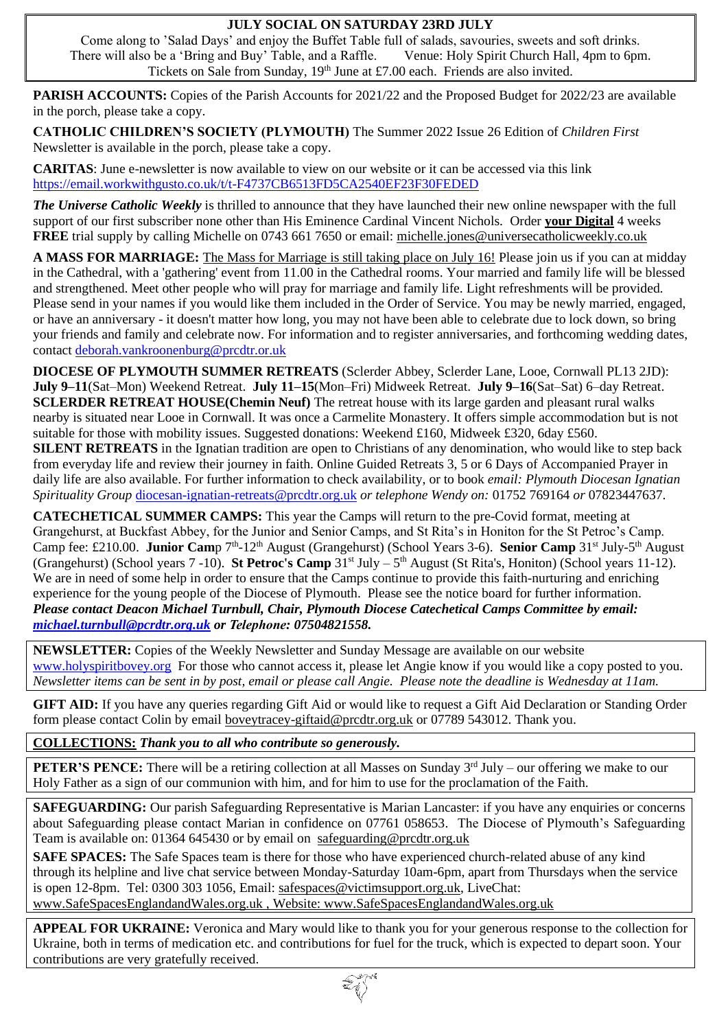**JULY SOCIAL ON SATURDAY 23RD JULY**

Come along to 'Salad Days' and enjoy the Buffet Table full of salads, savouries, sweets and soft drinks. There will also be a 'Bring and Buy' Table, and a Raffle. Venue: Holy Spirit Church Hall, 4pm to 6pm. Tickets on Sale from Sunday, 19th June at £7.00 each. Friends are also invited.

**PARISH ACCOUNTS:** Copies of the Parish Accounts for 2021/22 and the Proposed Budget for 2022/23 are available in the porch, please take a copy.

**CATHOLIC CHILDREN'S SOCIETY (PLYMOUTH)** The Summer 2022 Issue 26 Edition of *Children First* Newsletter is available in the porch, please take a copy.

**CARITAS**: June e-newsletter is now available to view on our website or it can be accessed via this link https://email.workwithgusto.co.uk/t/t-F4737CB6513FD5CA2540EF23F30FEDED

***The Universe Catholic Weekly*** is thrilled to announce that they have launched their new online newspaper with the full support of our first subscriber none other than His Eminence Cardinal Vincent Nichols. Order **your Digital** 4 weeks **FREE** trial supply by calling Michelle on 0743 661 7650 or email: michelle.jones@universecatholicweekly.co.uk

**A MASS FOR MARRIAGE:** The Mass for Marriage is still taking place on July 16! Please join us if you can at midday in the Cathedral, with a 'gathering' event from 11.00 in the Cathedral rooms. Your married and family life will be blessed and strengthened. Meet other people who will pray for marriage and family life. Light refreshments will be provided. Please send in your names if you would like them included in the Order of Service. You may be newly married, engaged, or have an anniversary - it doesn't matter how long, you may not have been able to celebrate due to lock down, so bring your friends and family and celebrate now. For information and to register anniversaries, and forthcoming wedding dates, contact deborah.vankroonenburg@prcdtr.or.uk

**DIOCESE OF PLYMOUTH SUMMER RETREATS** (Sclerder Abbey, Sclerder Lane, Looe, Cornwall PL13 2JD): **July 9–11**(Sat–Mon) Weekend Retreat. **July 11–15**(Mon–Fri) Midweek Retreat. **July 9–16**(Sat–Sat) 6–day Retreat. **SCLERDER RETREAT HOUSE(Chemin Neuf)** The retreat house with its large garden and pleasant rural walks nearby is situated near Looe in Cornwall. It was once a Carmelite Monastery. It offers simple accommodation but is not suitable for those with mobility issues. Suggested donations: Weekend £160, Midweek £320, 6day £560.
**SILENT RETREATS** in the Ignatian tradition are open to Christians of any denomination, who would like to step back from everyday life and review their journey in faith. Online Guided Retreats 3, 5 or 6 Days of Accompanied Prayer in daily life are also available. For further information to check availability, or to book *email: Plymouth Diocesan Ignatian Spirituality Group* diocesan-ignatian-retreats@prcdtr.org.uk *or telephone Wendy on:* 01752 769164 *or* 07823447637.

**CATECHETICAL SUMMER CAMPS:** This year the Camps will return to the pre-Covid format, meeting at Grangehurst, at Buckfast Abbey, for the Junior and Senior Camps, and St Rita's in Honiton for the St Petroc's Camp. Camp fee: £210.00. **Junior Camp** 7th-12th August (Grangehurst) (School Years 3-6). **Senior Camp** 31st July-5th August (Grangehurst) (School years 7 -10). **St Petroc's Camp** 31st July – 5th August (St Rita's, Honiton) (School years 11-12). We are in need of some help in order to ensure that the Camps continue to provide this faith-nurturing and enriching experience for the young people of the Diocese of Plymouth. Please see the notice board for further information. ***Please contact Deacon Michael Turnbull, Chair, Plymouth Diocese Catechetical Camps Committee by email: michael.turnbull@pcrdtr.org.uk or Telephone: 07504821558.***

**NEWSLETTER:** Copies of the Weekly Newsletter and Sunday Message are available on our website www.holyspiritbovey.org For those who cannot access it, please let Angie know if you would like a copy posted to you. *Newsletter items can be sent in by post, email or please call Angie. Please note the deadline is Wednesday at 11am.*

**GIFT AID:** If you have any queries regarding Gift Aid or would like to request a Gift Aid Declaration or Standing Order form please contact Colin by email boveytracey-giftaid@prcdtr.org.uk or 07789 543012. Thank you.

**COLLECTIONS:** ***Thank you to all who contribute so generously.***

**PETER'S PENCE:** There will be a retiring collection at all Masses on Sunday 3rd July – our offering we make to our Holy Father as a sign of our communion with him, and for him to use for the proclamation of the Faith.

**SAFEGUARDING:** Our parish Safeguarding Representative is Marian Lancaster: if you have any enquiries or concerns about Safeguarding please contact Marian in confidence on 07761 058653. The Diocese of Plymouth's Safeguarding Team is available on: 01364 645430 or by email on safeguarding@prcdtr.org.uk

**SAFE SPACES:** The Safe Spaces team is there for those who have experienced church-related abuse of any kind through its helpline and live chat service between Monday-Saturday 10am-6pm, apart from Thursdays when the service is open 12-8pm. Tel: 0300 303 1056, Email: safespaces@victimsupport.org.uk, LiveChat: www.SafeSpacesEnglandandWales.org.uk , Website: www.SafeSpacesEnglandandWales.org.uk

**APPEAL FOR UKRAINE:** Veronica and Mary would like to thank you for your generous response to the collection for Ukraine, both in terms of medication etc. and contributions for fuel for the truck, which is expected to depart soon. Your contributions are very gratefully received.